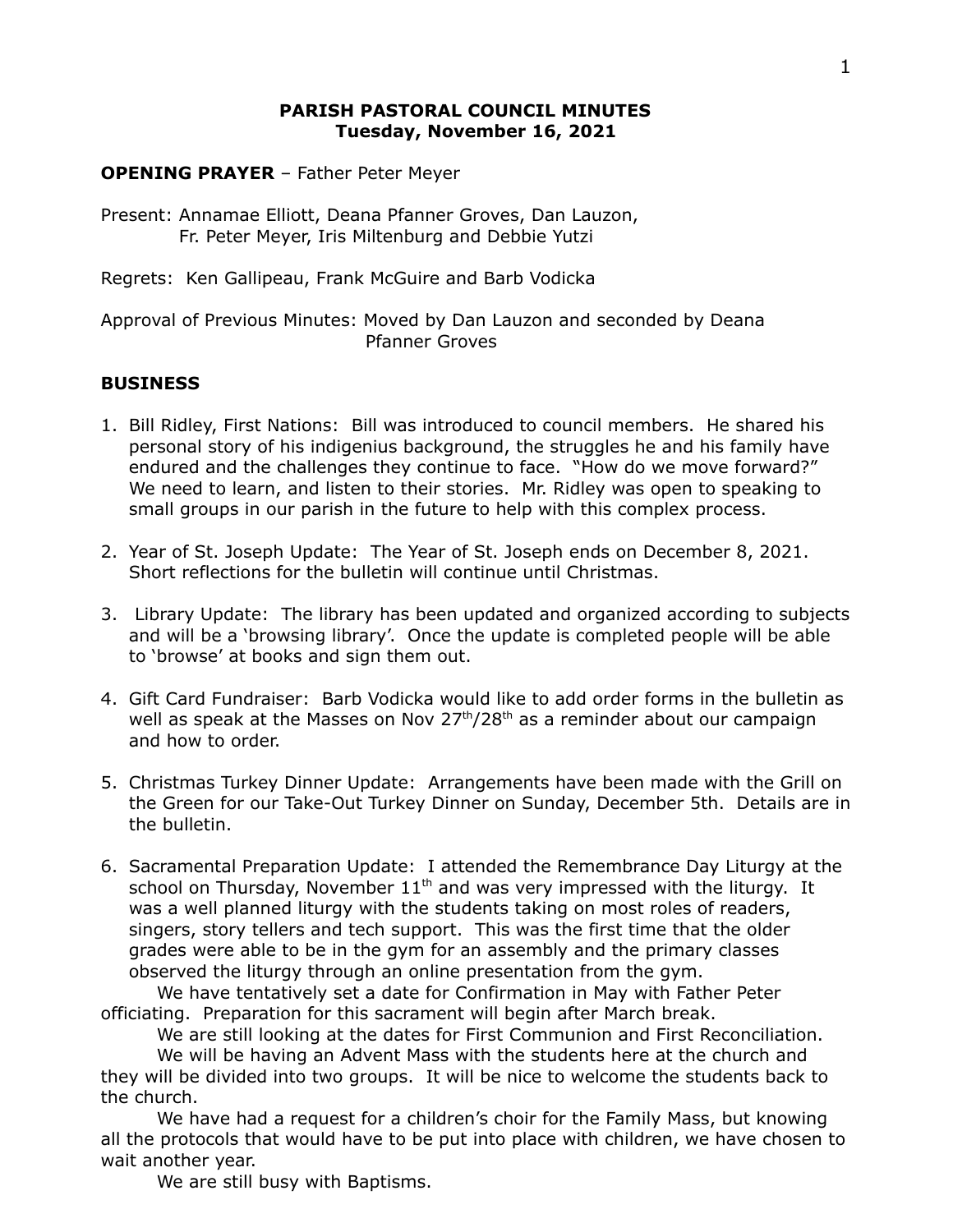**PARISH PASTORAL COUNCIL MINUTES**
**Tuesday, November 16, 2021**

**OPENING PRAYER** – Father Peter Meyer

Present: Annamae Elliott, Deana Pfanner Groves, Dan Lauzon, Fr. Peter Meyer, Iris Miltenburg and Debbie Yutzi

Regrets: Ken Gallipeau, Frank McGuire and Barb Vodicka

Approval of Previous Minutes: Moved by Dan Lauzon and seconded by Deana Pfanner Groves

**BUSINESS**

1. Bill Ridley, First Nations: Bill was introduced to council members. He shared his personal story of his indigenius background, the struggles he and his family have endured and the challenges they continue to face. "How do we move forward?" We need to learn, and listen to their stories. Mr. Ridley was open to speaking to small groups in our parish in the future to help with this complex process.

2. Year of St. Joseph Update: The Year of St. Joseph ends on December 8, 2021. Short reflections for the bulletin will continue until Christmas.

3. Library Update: The library has been updated and organized according to subjects and will be a 'browsing library'. Once the update is completed people will be able to 'browse' at books and sign them out.

4. Gift Card Fundraiser: Barb Vodicka would like to add order forms in the bulletin as well as speak at the Masses on Nov 27th/28th as a reminder about our campaign and how to order.

5. Christmas Turkey Dinner Update: Arrangements have been made with the Grill on the Green for our Take-Out Turkey Dinner on Sunday, December 5th. Details are in the bulletin.

6. Sacramental Preparation Update: I attended the Remembrance Day Liturgy at the school on Thursday, November 11th and was very impressed with the liturgy. It was a well planned liturgy with the students taking on most roles of readers, singers, story tellers and tech support. This was the first time that the older grades were able to be in the gym for an assembly and the primary classes observed the liturgy through an online presentation from the gym.

   We have tentatively set a date for Confirmation in May with Father Peter officiating. Preparation for this sacrament will begin after March break.

   We are still looking at the dates for First Communion and First Reconciliation.

   We will be having an Advent Mass with the students here at the church and they will be divided into two groups. It will be nice to welcome the students back to the church.

   We have had a request for a children's choir for the Family Mass, but knowing all the protocols that would have to be put into place with children, we have chosen to wait another year.

   We are still busy with Baptisms.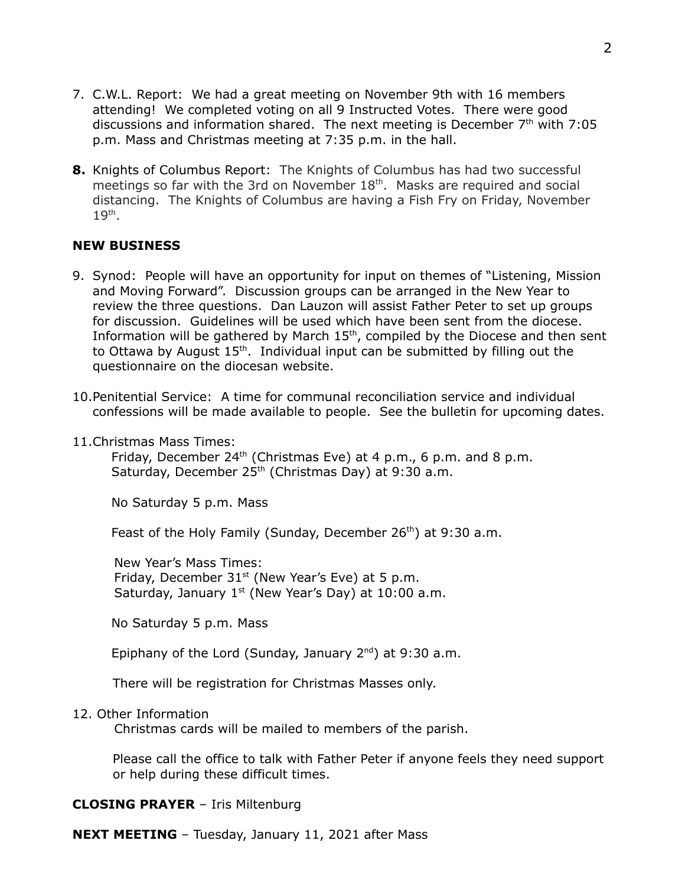7. C.W.L. Report: We had a great meeting on November 9th with 16 members attending! We completed voting on all 9 Instructed Votes. There were good discussions and information shared. The next meeting is December 7th with 7:05 p.m. Mass and Christmas meeting at 7:35 p.m. in the hall.

8. Knights of Columbus Report: The Knights of Columbus has had two successful meetings so far with the 3rd on November 18th. Masks are required and social distancing. The Knights of Columbus are having a Fish Fry on Friday, November 19th.

**NEW BUSINESS**

9. Synod: People will have an opportunity for input on themes of "Listening, Mission and Moving Forward". Discussion groups can be arranged in the New Year to review the three questions. Dan Lauzon will assist Father Peter to set up groups for discussion. Guidelines will be used which have been sent from the diocese. Information will be gathered by March 15th, compiled by the Diocese and then sent to Ottawa by August 15th. Individual input can be submitted by filling out the questionnaire on the diocesan website.

10. Penitential Service: A time for communal reconciliation service and individual confessions will be made available to people. See the bulletin for upcoming dates.

11. Christmas Mass Times:
    Friday, December 24th (Christmas Eve) at 4 p.m., 6 p.m. and 8 p.m.
    Saturday, December 25th (Christmas Day) at 9:30 a.m.

    No Saturday 5 p.m. Mass

    Feast of the Holy Family (Sunday, December 26th) at 9:30 a.m.

    New Year's Mass Times:
    Friday, December 31st (New Year's Eve) at 5 p.m.
    Saturday, January 1st (New Year's Day) at 10:00 a.m.

    No Saturday 5 p.m. Mass

    Epiphany of the Lord (Sunday, January 2nd) at 9:30 a.m.

    There will be registration for Christmas Masses only.

12. Other Information
    Christmas cards will be mailed to members of the parish.

    Please call the office to talk with Father Peter if anyone feels they need support or help during these difficult times.

**CLOSING PRAYER** – Iris Miltenburg

**NEXT MEETING** – Tuesday, January 11, 2021 after Mass